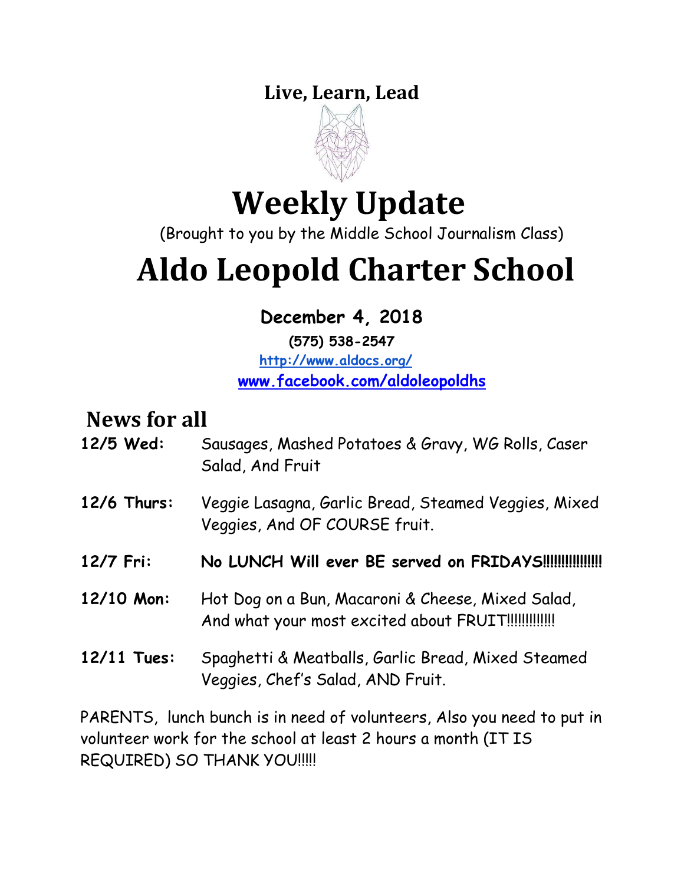**Live, Learn, Lead**

# Weekly Update

(Brought to you by the Middle School Journalism Class)

# Aldo Leopold Charter School

**December 4, 2018**

**(575) 538-2547**

[http://www.aldocs.org/](http://www.aldocs.org/)

[www.facebook.com/aldoleopoldhs](www.facebook.com/aldoleopoldhs)

## News for all

**12/5 Wed:** Sausages, Mashed Potatoes & Gravy, WG Rolls, Caser Salad, And Fruit

**12/6 Thurs:** Veggie Lasagna, Garlic Bread, Steamed Veggies, Mixed Veggies, And OF COURSE fruit.

**12/7 Fri:** **No LUNCH Will ever BE served on FRIDAYS!!!!!!!!!!!!!!!!**

**12/10 Mon:** Hot Dog on a Bun, Macaroni & Cheese, Mixed Salad, And what your most excited about FRUIT!!!!!!!!!!!!!

**12/11 Tues:** Spaghetti & Meatballs, Garlic Bread, Mixed Steamed Veggies, Chef's Salad, AND Fruit.

PARENTS, lunch bunch is in need of volunteers, Also you need to put in volunteer work for the school at least 2 hours a month (IT IS REQUIRED) SO THANK YOU!!!!!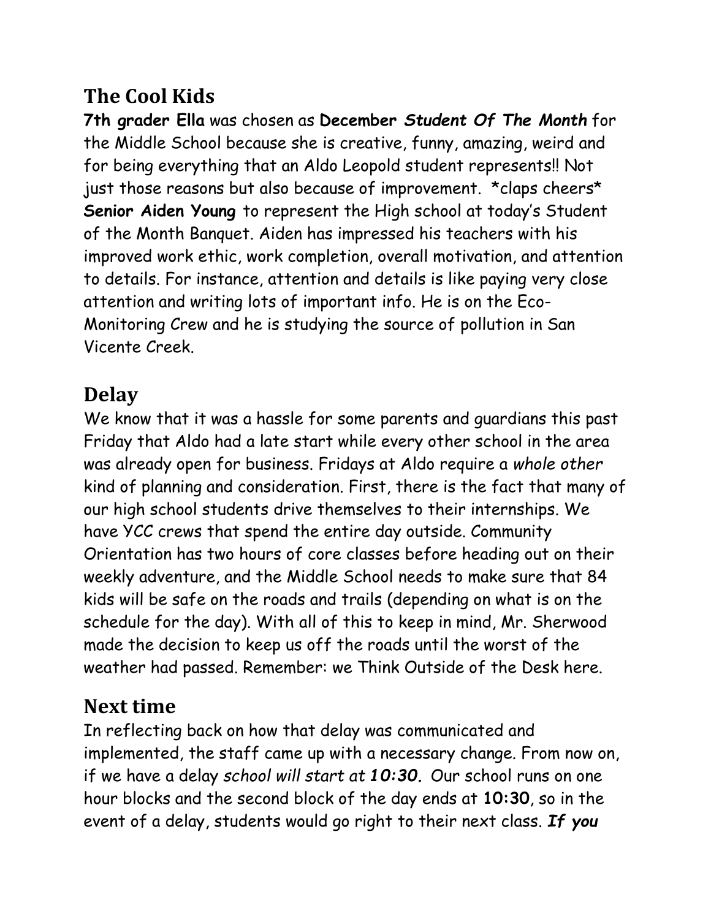## The Cool Kids

**7th grader Ella** was chosen as **December *Student Of The Month*** for the Middle School because she is creative, funny, amazing, weird and for being everything that an Aldo Leopold student represents!! Not just those reasons but also because of improvement. *claps cheers* **Senior Aiden Young** to represent the High school at today's Student of the Month Banquet. Aiden has impressed his teachers with his improved work ethic, work completion, overall motivation, and attention to details. For instance, attention and details is like paying very close attention and writing lots of important info. He is on the Eco-Monitoring Crew and he is studying the source of pollution in San Vicente Creek.

## Delay

We know that it was a hassle for some parents and guardians this past Friday that Aldo had a late start while every other school in the area was already open for business. Fridays at Aldo require a *whole other* kind of planning and consideration. First, there is the fact that many of our high school students drive themselves to their internships. We have YCC crews that spend the entire day outside. Community Orientation has two hours of core classes before heading out on their weekly adventure, and the Middle School needs to make sure that 84 kids will be safe on the roads and trails (depending on what is on the schedule for the day). With all of this to keep in mind, Mr. Sherwood made the decision to keep us off the roads until the worst of the weather had passed. Remember: we Think Outside of the Desk here.

## Next time

In reflecting back on how that delay was communicated and implemented, the staff came up with a necessary change. From now on, if we have a delay *school will start at **10:30**.* Our school runs on one hour blocks and the second block of the day ends at **10:30**, so in the event of a delay, students would go right to their next class. ***If you***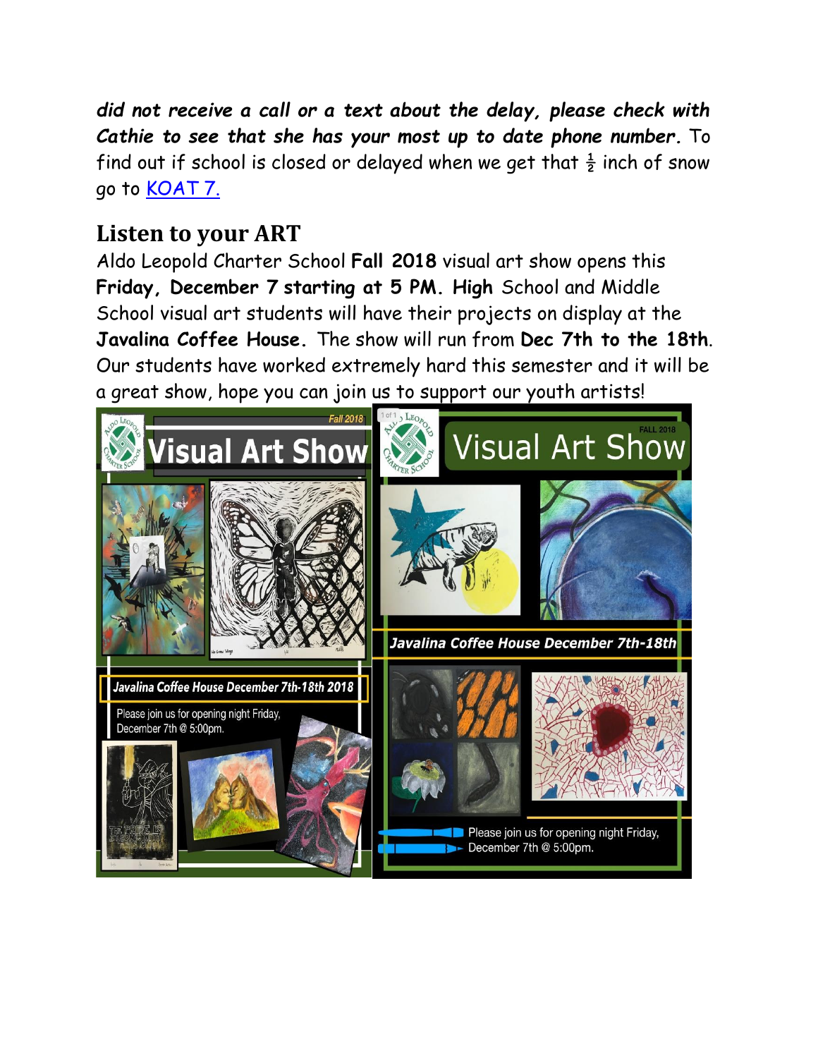***did not receive a call or a text about the delay, please check with Cathie to see that she has your most up to date phone number.*** To find out if school is closed or delayed when we get that ½ inch of snow go to [KOAT 7.](KOAT 7.)

## Listen to your ART

Aldo Leopold Charter School **Fall 2018** visual art show opens this **Friday, December 7 starting at 5 PM. High** School and Middle School visual art students will have their projects on display at the **Javalina Coffee House.** The show will run from **Dec 7th to the 18th**. Our students have worked extremely hard this semester and it will be a great show, hope you can join us to support our youth artists!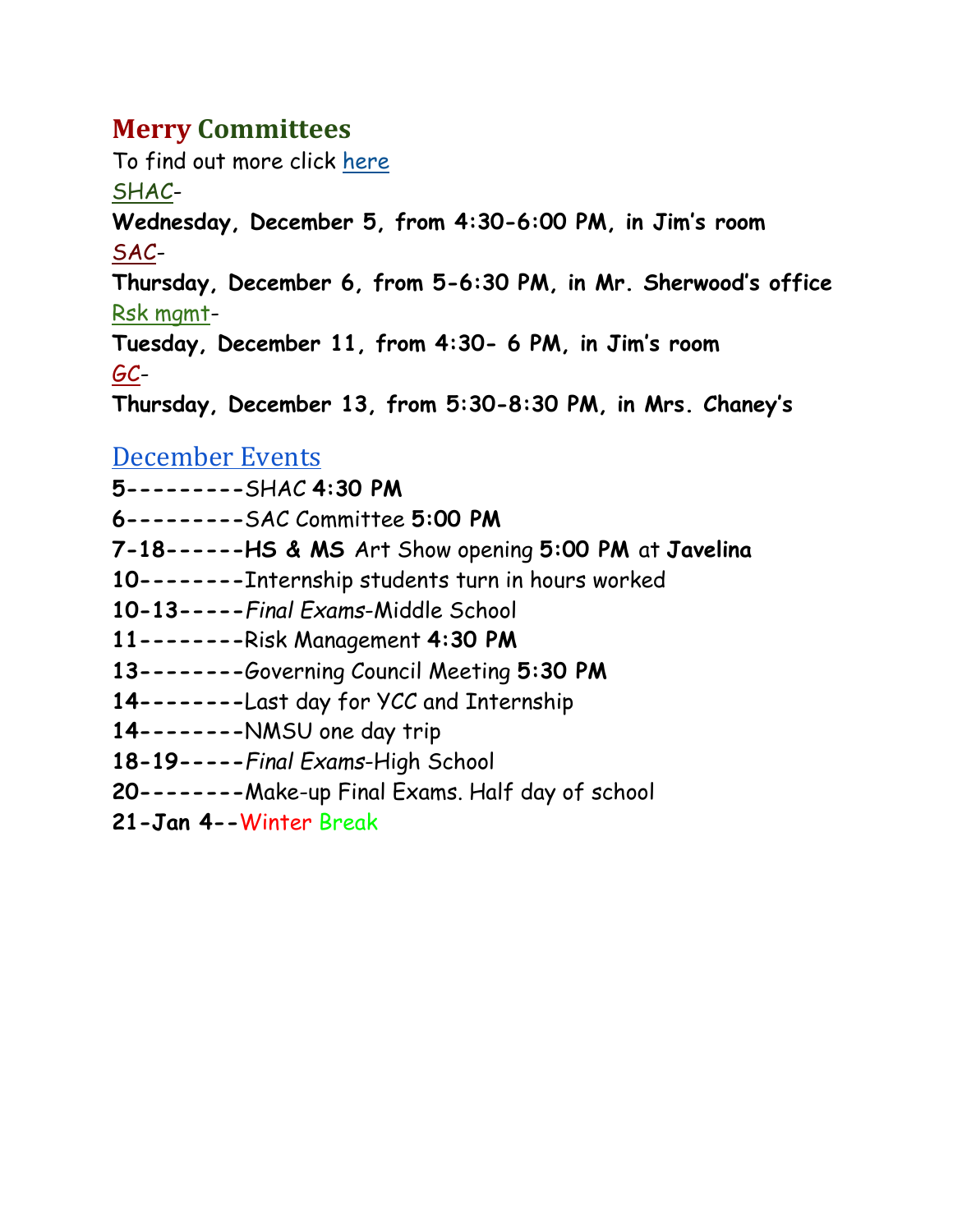## Merry Committees

To find out more click here

SHAC-

**Wednesday, December 5, from 4:30-6:00 PM, in Jim's room**

SAC-

**Thursday, December 6, from 5-6:30 PM, in Mr. Sherwood's office**

Rsk mgmt-

**Tuesday, December 11, from 4:30- 6 PM, in Jim's room**

GC-

**Thursday, December 13, from 5:30-8:30 PM, in Mrs. Chaney's**

## December Events

**5---------**SHAC **4:30 PM**

**6---------**SAC Committee **5:00 PM**

**7-18------HS & MS** Art Show opening **5:00 PM** at **Javelina**

**10--------**Internship students turn in hours worked

**10-13-----***Final Exams*-Middle School

**11--------**Risk Management **4:30 PM**

**13--------**Governing Council Meeting **5:30 PM**

**14--------**Last day for YCC and Internship

**14--------**NMSU one day trip

**18-19-----***Final Exams*-High School

**20--------**Make-up Final Exams. Half day of school

**21-Jan 4--**Winter Break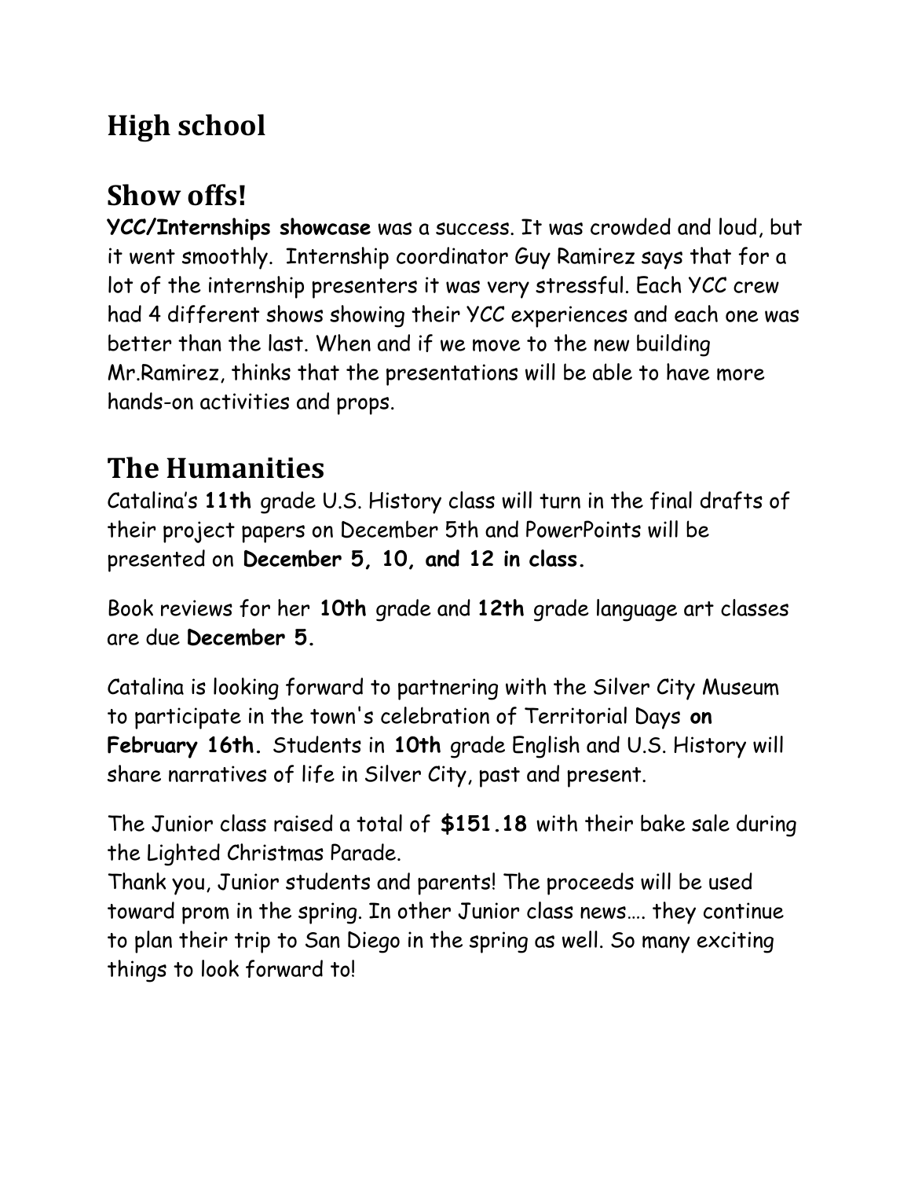# High school

## Show offs!

**YCC/Internships showcase** was a success. It was crowded and loud, but it went smoothly. Internship coordinator Guy Ramirez says that for a lot of the internship presenters it was very stressful. Each YCC crew had 4 different shows showing their YCC experiences and each one was better than the last. When and if we move to the new building Mr.Ramirez, thinks that the presentations will be able to have more hands-on activities and props.

## The Humanities

Catalina's **11th** grade U.S. History class will turn in the final drafts of their project papers on December 5th and PowerPoints will be presented on **December 5, 10, and 12 in class.**

Book reviews for her **10th** grade and **12th** grade language art classes are due **December 5.**

Catalina is looking forward to partnering with the Silver City Museum to participate in the town's celebration of Territorial Days **on February 16th.** Students in **10th** grade English and U.S. History will share narratives of life in Silver City, past and present.

The Junior class raised a total of **$151.18** with their bake sale during the Lighted Christmas Parade.
Thank you, Junior students and parents! The proceeds will be used toward prom in the spring. In other Junior class news…. they continue to plan their trip to San Diego in the spring as well. So many exciting things to look forward to!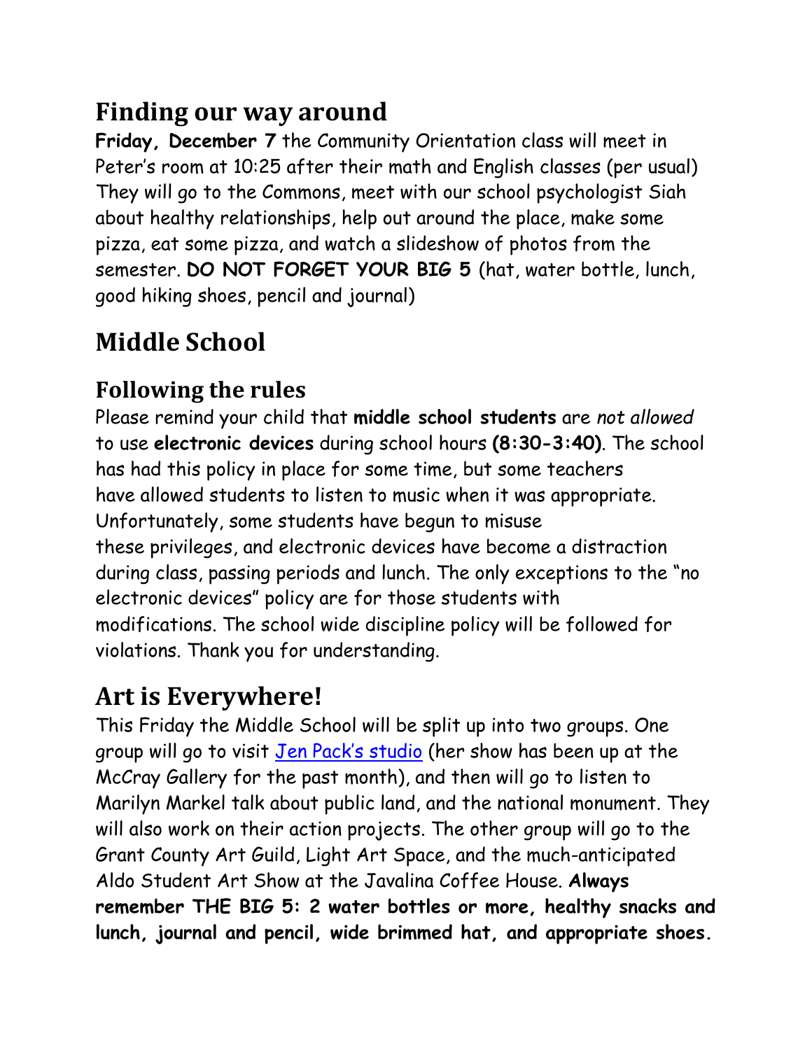## Finding our way around

**Friday, December 7** the Community Orientation class will meet in Peter's room at 10:25 after their math and English classes (per usual) They will go to the Commons, meet with our school psychologist Siah about healthy relationships, help out around the place, make some pizza, eat some pizza, and watch a slideshow of photos from the semester. **DO NOT FORGET YOUR BIG 5** (hat, water bottle, lunch, good hiking shoes, pencil and journal)

# Middle School

## Following the rules

Please remind your child that **middle school students** are *not allowed* to use **electronic devices** during school hours **(8:30-3:40)**. The school has had this policy in place for some time, but some teachers have allowed students to listen to music when it was appropriate. Unfortunately, some students have begun to misuse these privileges, and electronic devices have become a distraction during class, passing periods and lunch. The only exceptions to the "no electronic devices" policy are for those students with modifications. The school wide discipline policy will be followed for violations. Thank you for understanding.

## Art is Everywhere!

This Friday the Middle School will be split up into two groups. One group will go to visit Jen Pack's studio (her show has been up at the McCray Gallery for the past month), and then will go to listen to Marilyn Markel talk about public land, and the national monument. They will also work on their action projects. The other group will go to the Grant County Art Guild, Light Art Space, and the much-anticipated Aldo Student Art Show at the Javalina Coffee House. **Always remember THE BIG 5: 2 water bottles or more, healthy snacks and lunch, journal and pencil, wide brimmed hat, and appropriate shoes.**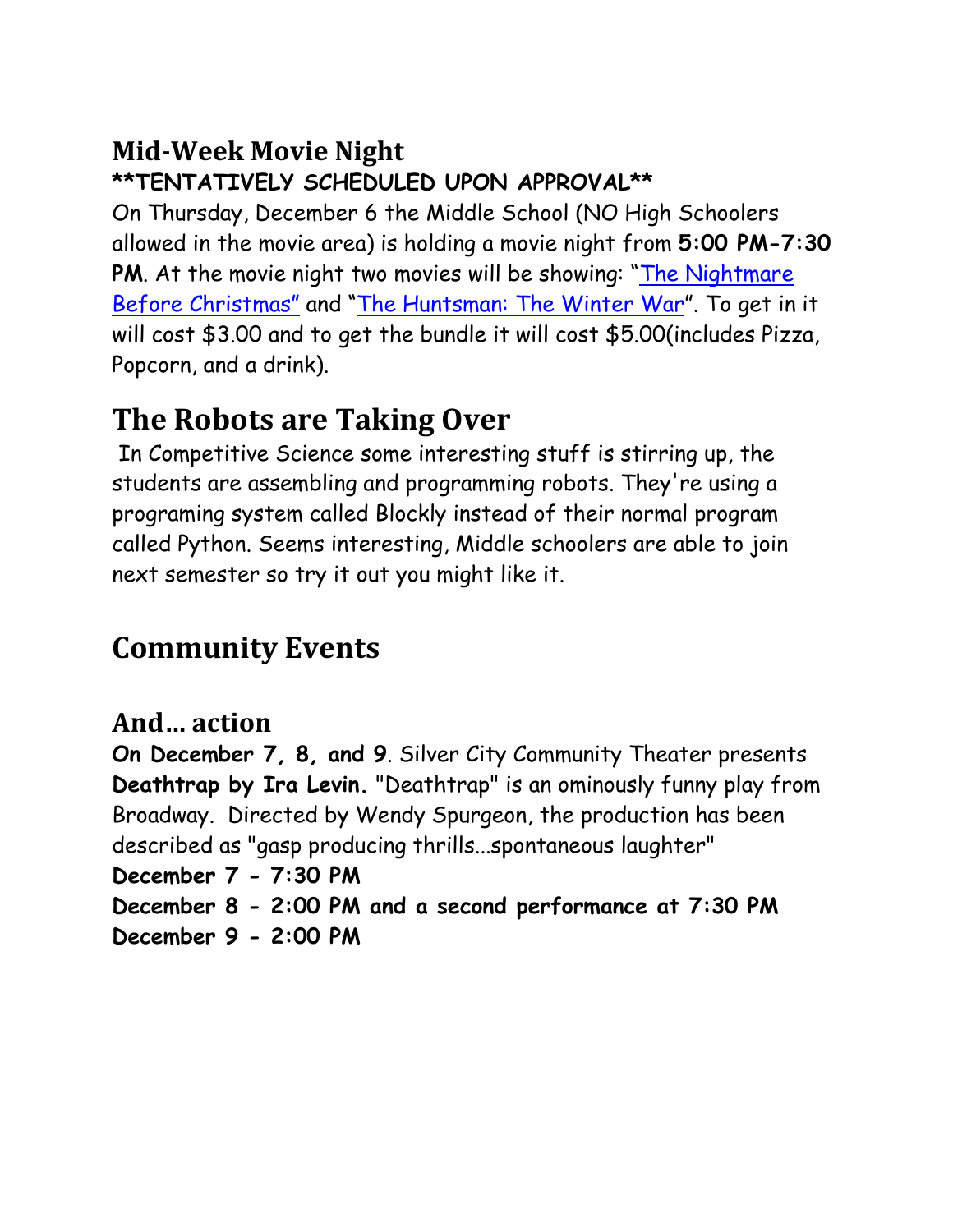## Mid-Week Movie Night

**\*\*TENTATIVELY SCHEDULED UPON APPROVAL\*\***

On Thursday, December 6 the Middle School (NO High Schoolers allowed in the movie area) is holding a movie night from **5:00 PM-7:30 PM**. At the movie night two movies will be showing: "The Nightmare Before Christmas" and "The Huntsman: The Winter War". To get in it will cost $3.00 and to get the bundle it will cost $5.00(includes Pizza, Popcorn, and a drink).

# The Robots are Taking Over

In Competitive Science some interesting stuff is stirring up, the students are assembling and programming robots. They're using a programing system called Blockly instead of their normal program called Python. Seems interesting, Middle schoolers are able to join next semester so try it out you might like it.

# Community Events

## And… action

**On December 7, 8, and 9**. Silver City Community Theater presents **Deathtrap by Ira Levin.** "Deathtrap" is an ominously funny play from Broadway. Directed by Wendy Spurgeon, the production has been described as "gasp producing thrills...spontaneous laughter"

**December 7 - 7:30 PM**
**December 8 - 2:00 PM and a second performance at 7:30 PM**
**December 9 - 2:00 PM**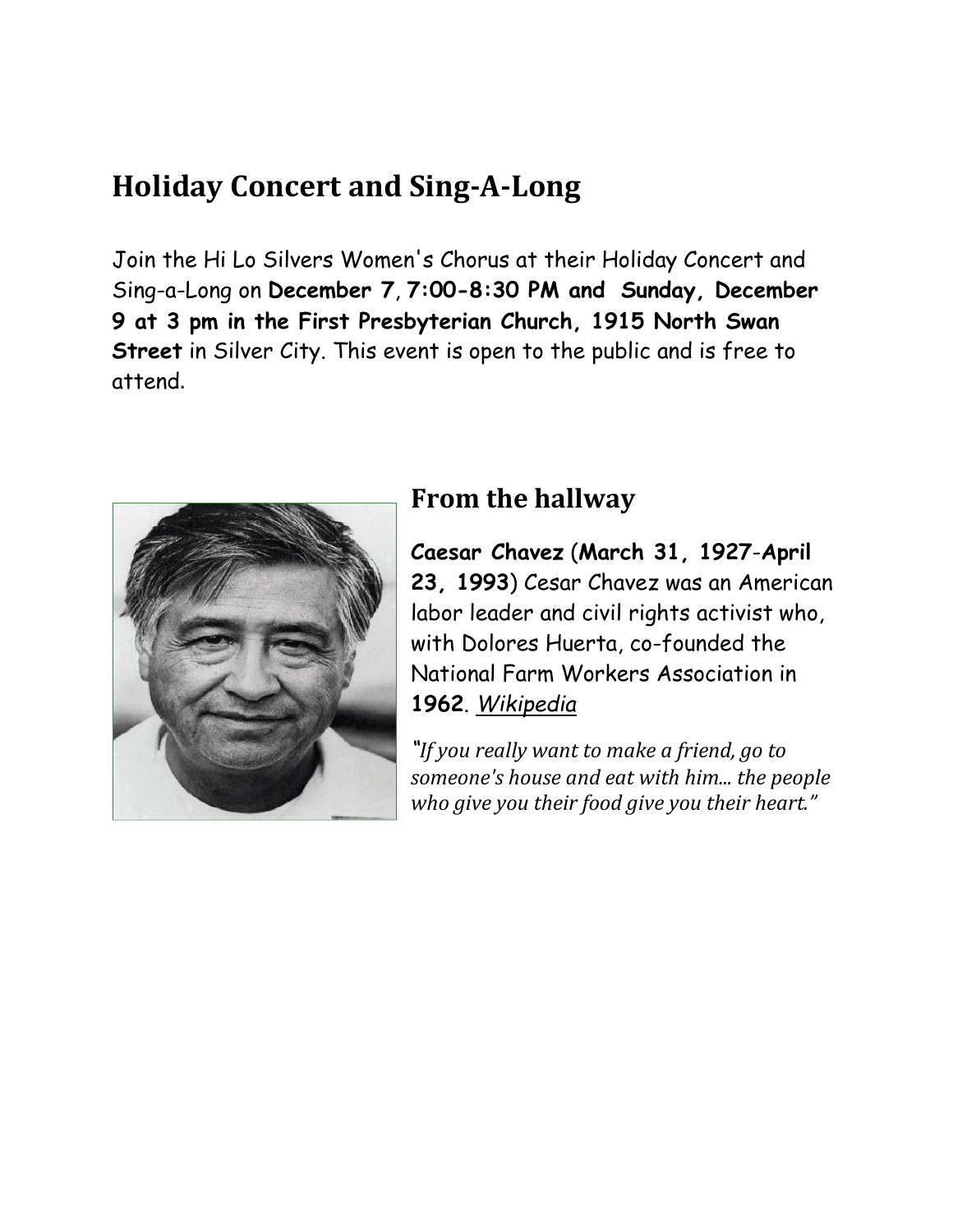## Holiday Concert and Sing-A-Long

Join the Hi Lo Silvers Women's Chorus at their Holiday Concert and Sing-a-Long on **December 7, 7:00-8:30 PM and Sunday, December 9 at 3 pm in the First Presbyterian Church, 1915 North Swan Street** in Silver City. This event is open to the public and is free to attend.

## From the hallway

**Caesar Chavez** (**March 31, 1927**-**April 23, 1993**) Cesar Chavez was an American labor leader and civil rights activist who, with Dolores Huerta, co-founded the National Farm Workers Association in **1962**. Wikipedia

*"If you really want to make a friend, go to someone's house and eat with him... the people who give you their food give you their heart."*